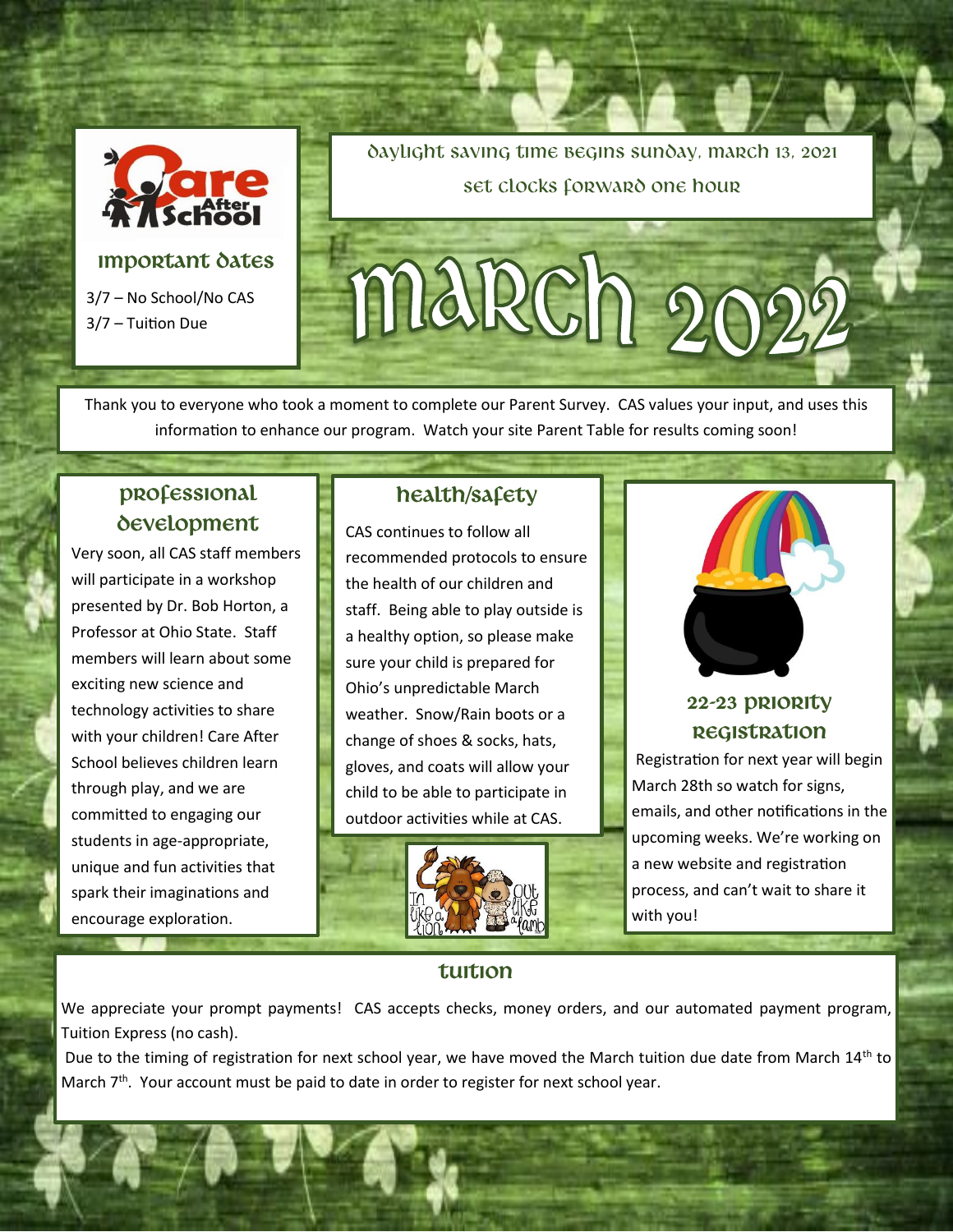# March 2022

Daylight Saving Time begins Sunday, March 13, 2021

Set clocks forward one hour

## Important Dates

3/7 – No School/No CAS
3/7 – Tuition Due

Thank you to everyone who took a moment to complete our Parent Survey. CAS values your input, and uses this information to enhance our program. Watch your site Parent Table for results coming soon!

## Professional Development

Very soon, all CAS staff members will participate in a workshop presented by Dr. Bob Horton, a Professor at Ohio State. Staff members will learn about some exciting new science and technology activities to share with your children! Care After School believes children learn through play, and we are committed to engaging our students in age-appropriate, unique and fun activities that spark their imaginations and encourage exploration.

## Health/Safety

CAS continues to follow all recommended protocols to ensure the health of our children and staff. Being able to play outside is a healthy option, so please make sure your child is prepared for Ohio's unpredictable March weather. Snow/Rain boots or a change of shoes & socks, hats, gloves, and coats will allow your child to be able to participate in outdoor activities while at CAS.

## 22-23 Priority Registration

Registration for next year will begin March 28th so watch for signs, emails, and other notifications in the upcoming weeks. We're working on a new website and registration process, and can't wait to share it with you!

## Tuition

We appreciate your prompt payments! CAS accepts checks, money orders, and our automated payment program, Tuition Express (no cash).

Due to the timing of registration for next school year, we have moved the March tuition due date from March 14th to March 7th. Your account must be paid to date in order to register for next school year.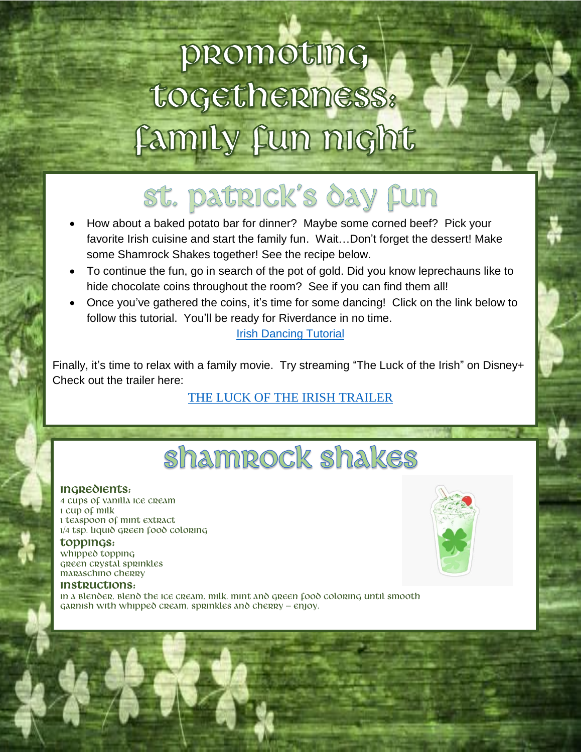# Promoting Togetherness: Family Fun Night

## St. Patrick's Day Fun

- How about a baked potato bar for dinner? Maybe some corned beef? Pick your favorite Irish cuisine and start the family fun. Wait…Don't forget the dessert! Make some Shamrock Shakes together! See the recipe below.
- To continue the fun, go in search of the pot of gold. Did you know leprechauns like to hide chocolate coins throughout the room? See if you can find them all!
- Once you've gathered the coins, it's time for some dancing! Click on the link below to follow this tutorial. You'll be ready for Riverdance in no time.

Irish Dancing Tutorial

Finally, it's time to relax with a family movie. Try streaming "The Luck of the Irish" on Disney+ Check out the trailer here:

THE LUCK OF THE IRISH TRAILER

## Shamrock Shakes

**Ingredients:**

4 cups of vanilla ice cream
1 cup of milk
1 teaspoon of mint extract
1/4 tsp. liquid green food coloring

**Toppings:**

whipped topping
green crystal sprinkles
maraschino cherry

**Instructions:**

In a blender, blend the ice cream, milk, mint and green food coloring until smooth
Garnish with whipped cream, sprinkles and cherry – enjoy.